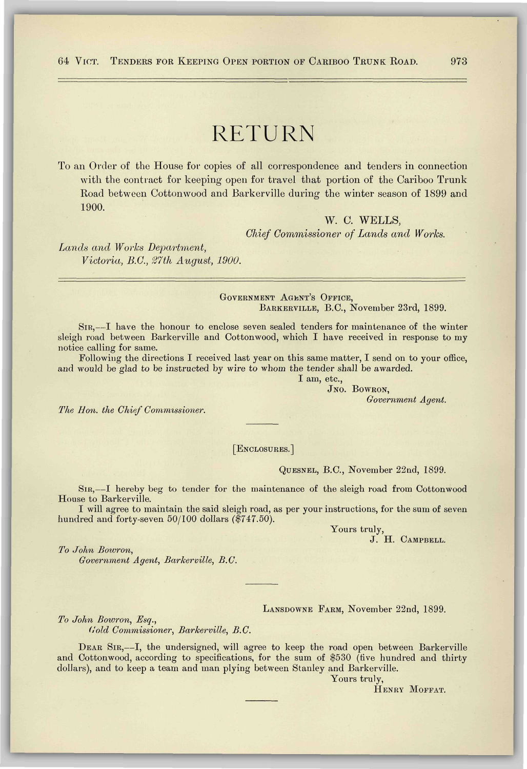# RETURN

To an Order of the House for copies of all correspondence and tenders in connection with the contract for keeping open for travel that portion of the Cariboo Trunk Road between Cottonwood and Barkerville during the winter season of 1899 and 1900.

W. C. WELLS,
*Chief Commissioner of Lands and Works.*

*Lands and Works Department,*
*Victoria, B.C., 27th August, 1900.*

---

GOVERNMENT AGENT'S OFFICE,
BARKERVILLE, B.C., November 23rd, 1899.

SIR,—I have the honour to enclose seven sealed tenders for maintenance of the winter sleigh road between Barkerville and Cottonwood, which I have received in response to my notice calling for same.

Following the directions I received last year on this same matter, I send on to your office, and would be glad to be instructed by wire to whom the tender shall be awarded.

I am, etc.,
JNO. BOWRON,
*Government Agent.*

*The Hon. the Chief Commissioner.*

---

[ENCLOSURES.]

QUESNEL, B.C., November 22nd, 1899.

SIR,—I hereby beg to tender for the maintenance of the sleigh road from Cottonwood House to Barkerville.

I will agree to maintain the said sleigh road, as per your instructions, for the sum of seven hundred and forty-seven 50/100 dollars ($747.50).

Yours truly,
J. H. CAMPBELL.

*To John Bowron,*
*Government Agent, Barkerville, B.C.*

---

LANSDOWNE FARM, November 22nd, 1899.

*To John Bowron, Esq.,*
*Gold Commissioner, Barkerville, B.C.*

DEAR SIR,—I, the undersigned, will agree to keep the road open between Barkerville and Cottonwood, according to specifications, for the sum of $530 (five hundred and thirty dollars), and to keep a team and man plying between Stanley and Barkerville.

Yours truly,
HENRY MOFFAT.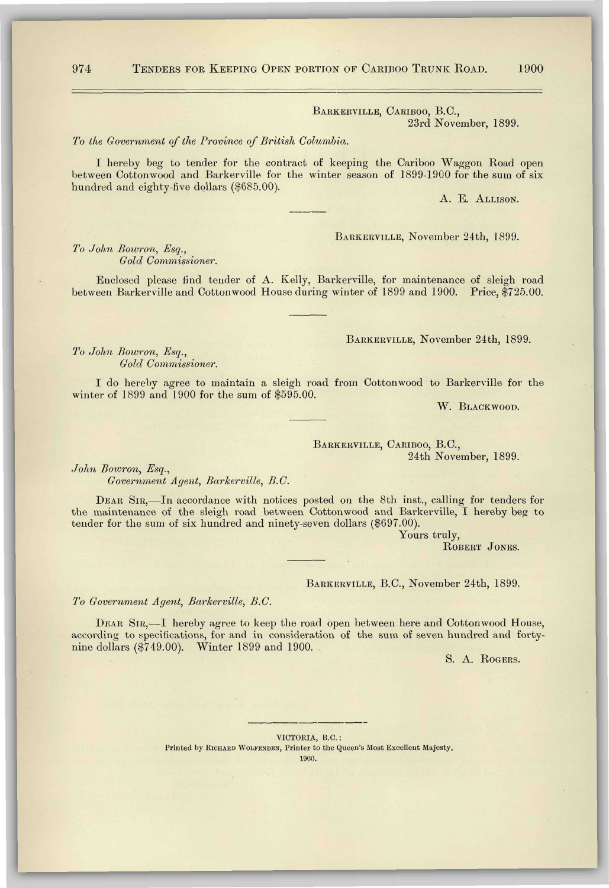BARKERVILLE, CARIBOO, B.C.,
23rd November, 1899.

*To the Government of the Province of British Columbia.*

I hereby beg to tender for the contract of keeping the Cariboo Waggon Road open between Cottonwood and Barkerville for the winter season of 1899-1900 for the sum of six hundred and eighty-five dollars ($685.00).

A. E. ALLISON.

---

BARKERVILLE, November 24th, 1899.

*To John Bowron, Esq.,*
*Gold Commissioner.*

Enclosed please find tender of A. Kelly, Barkerville, for maintenance of sleigh road between Barkerville and Cottonwood House during winter of 1899 and 1900. Price, $725.00.

---

BARKERVILLE, November 24th, 1899.

*To John Bowron, Esq.,*
*Gold Commissioner.*

I do hereby agree to maintain a sleigh road from Cottonwood to Barkerville for the winter of 1899 and 1900 for the sum of $595.00.

W. BLACKWOOD.

---

BARKERVILLE, CARIBOO, B.C.,
24th November, 1899.

*John Bowron, Esq.,*
*Government Agent, Barkerville, B.C.*

DEAR SIR,—In accordance with notices posted on the 8th inst., calling for tenders for the maintenance of the sleigh road between Cottonwood and Barkerville, I hereby beg to tender for the sum of six hundred and ninety-seven dollars ($697.00).

Yours truly,
ROBERT JONES.

---

BARKERVILLE, B.C., November 24th, 1899.

*To Government Agent, Barkerville, B.C.*

DEAR SIR,—I hereby agree to keep the road open between here and Cottonwood House, according to specifications, for and in consideration of the sum of seven hundred and forty-nine dollars ($749.00). Winter 1899 and 1900.

S. A. ROGERS.

---

VICTORIA, B.C.:
Printed by RICHARD WOLFENDEN, Printer to the Queen's Most Excellent Majesty.
1900.